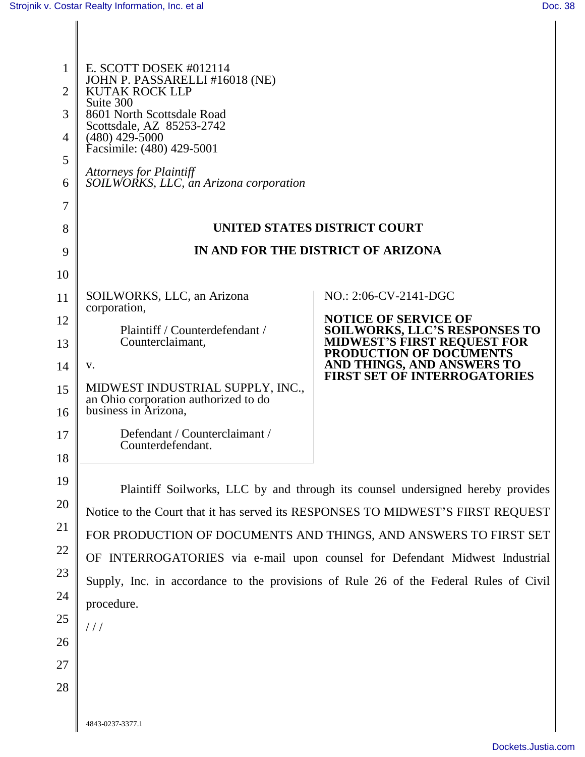E. SCOTT DOSEK #012114
JOHN P. PASSARELLI #16018 (NE)
KUTAK ROCK LLP
Suite 300
8601 North Scottsdale Road
Scottsdale, AZ 85253-2742
(480) 429-5000
Facsimile: (480) 429-5001

*Attorneys for Plaintiff*
*SOILWORKS, LLC, an Arizona corporation*

**UNITED STATES DISTRICT COURT**

**IN AND FOR THE DISTRICT OF ARIZONA**

SOILWORKS, LLC, an Arizona corporation,

Plaintiff / Counterdefendant / Counterclaimant,

v.

MIDWEST INDUSTRIAL SUPPLY, INC., an Ohio corporation authorized to do business in Arizona,

Defendant / Counterclaimant / Counterdefendant.

NO.: 2:06-CV-2141-DGC

**NOTICE OF SERVICE OF SOILWORKS, LLC'S RESPONSES TO MIDWEST'S FIRST REQUEST FOR PRODUCTION OF DOCUMENTS AND THINGS, AND ANSWERS TO FIRST SET OF INTERROGATORIES**

Plaintiff Soilworks, LLC by and through its counsel undersigned hereby provides Notice to the Court that it has served its RESPONSES TO MIDWEST'S FIRST REQUEST FOR PRODUCTION OF DOCUMENTS AND THINGS, AND ANSWERS TO FIRST SET OF INTERROGATORIES via e-mail upon counsel for Defendant Midwest Industrial Supply, Inc. in accordance to the provisions of Rule 26 of the Federal Rules of Civil procedure.

/ / /

4843-0237-3377.1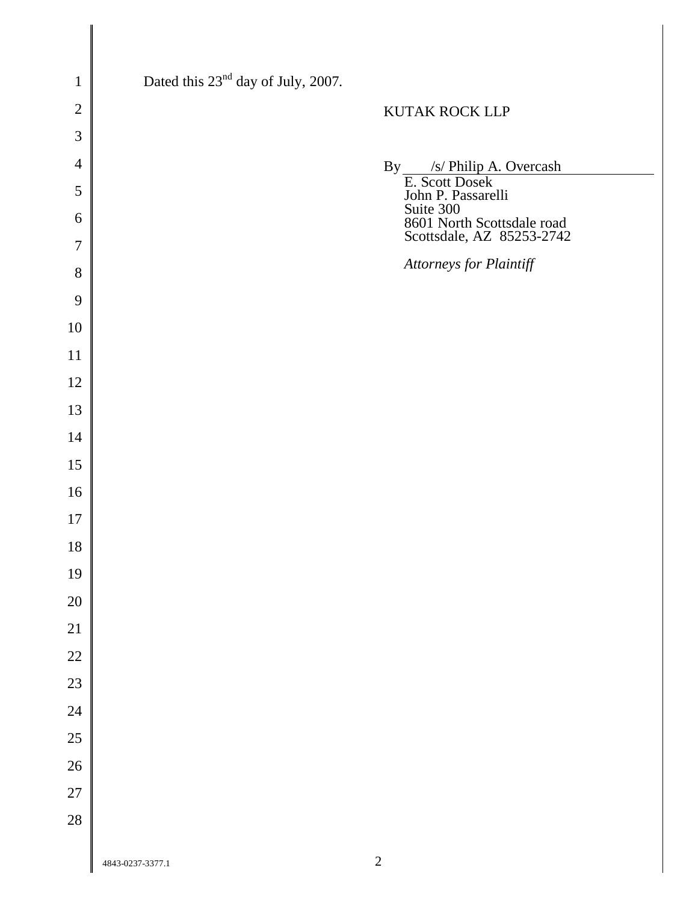Dated this 23rd day of July, 2007.

KUTAK ROCK LLP

By /s/ Philip A. Overcash
E. Scott Dosek
John P. Passarelli
Suite 300
8601 North Scottsdale road
Scottsdale, AZ 85253-2742

*Attorneys for Plaintiff*

4843-0237-3377.1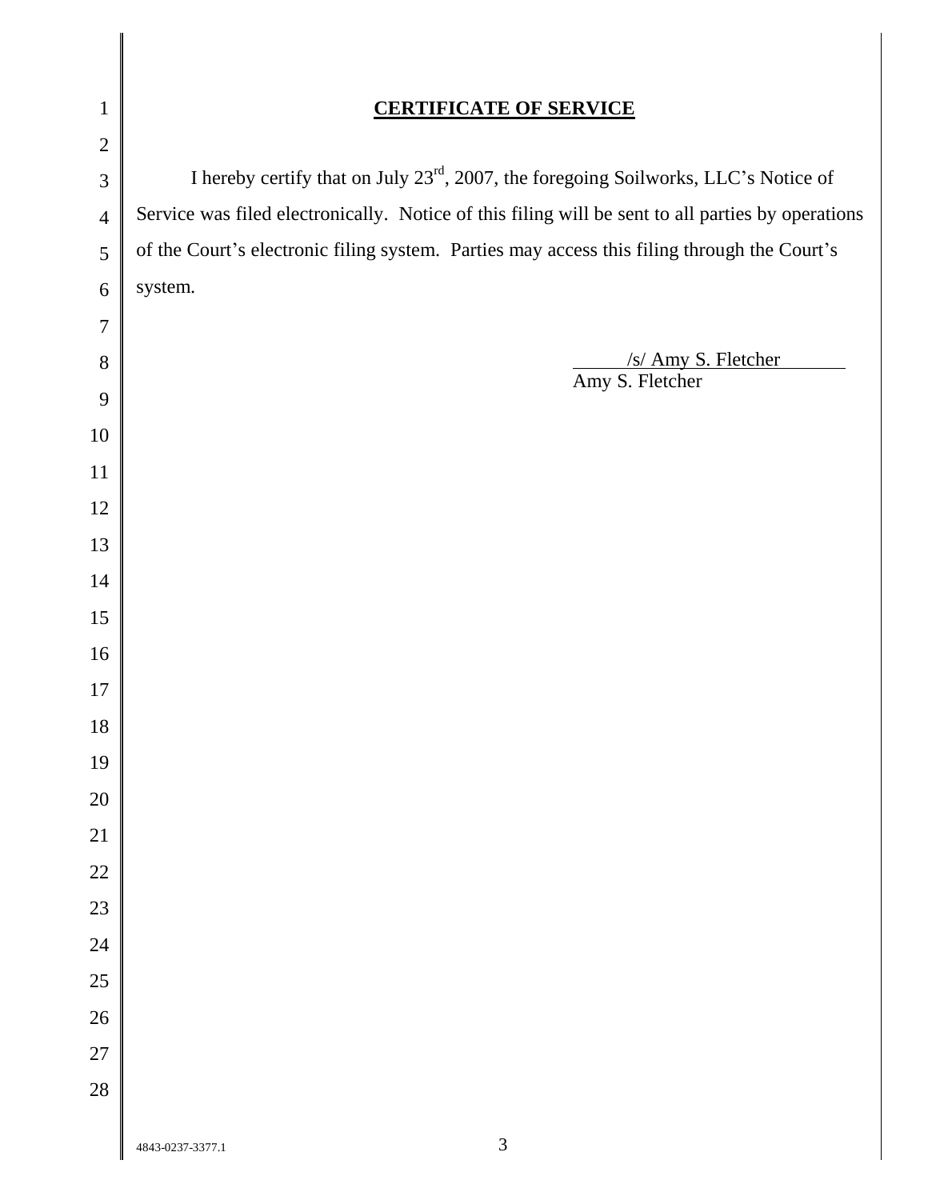**CERTIFICATE OF SERVICE**

I hereby certify that on July 23rd, 2007, the foregoing Soilworks, LLC's Notice of Service was filed electronically. Notice of this filing will be sent to all parties by operations of the Court's electronic filing system. Parties may access this filing through the Court's system.

/s/ Amy S. Fletcher
Amy S. Fletcher

4843-0237-3377.1